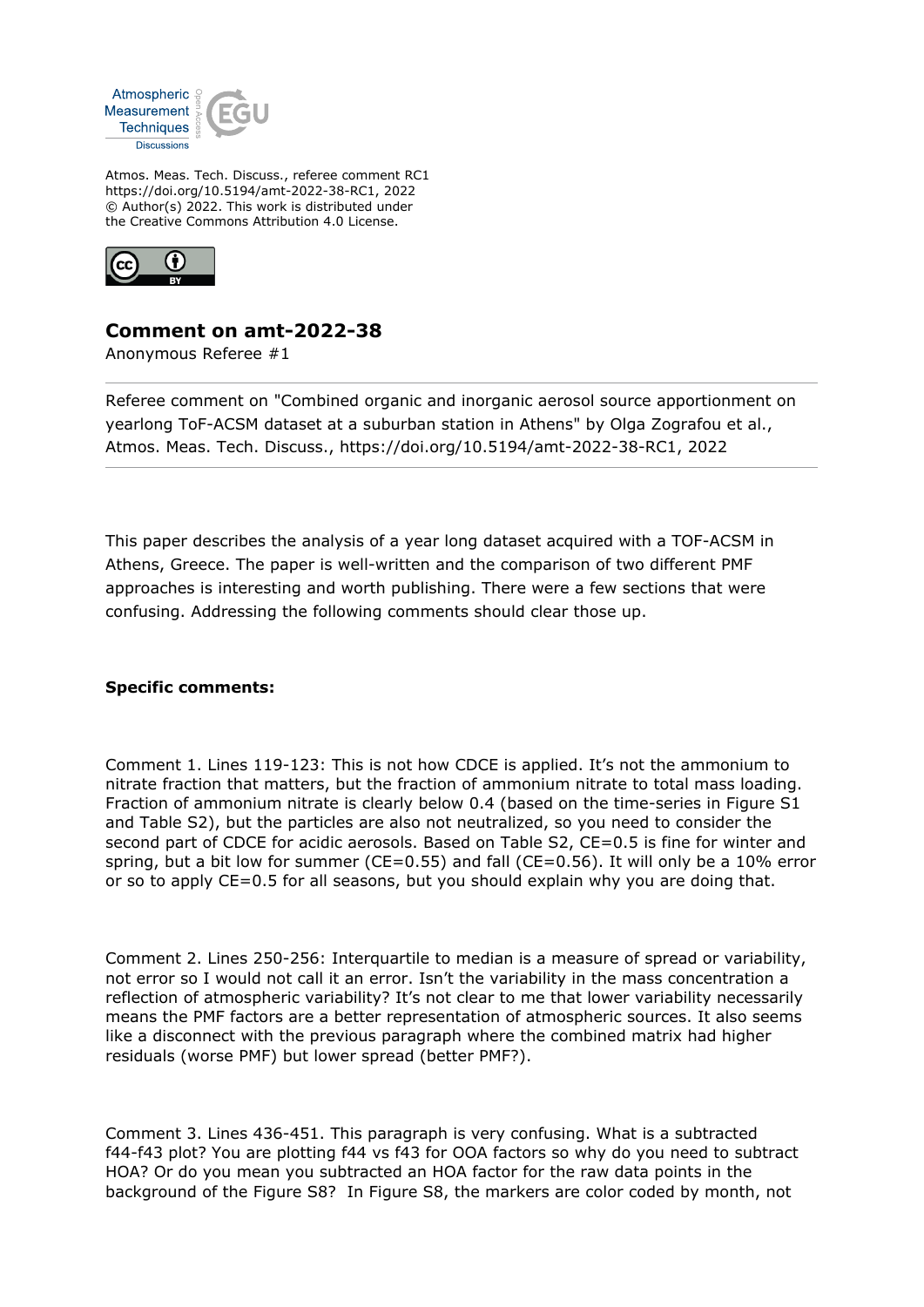Atmospheric Measurement Techniques Discussions

Atmos. Meas. Tech. Discuss., referee comment RC1
https://doi.org/10.5194/amt-2022-38-RC1, 2022
© Author(s) 2022. This work is distributed under
the Creative Commons Attribution 4.0 License.

## Comment on amt-2022-38

Anonymous Referee #1

---

Referee comment on "Combined organic and inorganic aerosol source apportionment on yearlong ToF-ACSM dataset at a suburban station in Athens" by Olga Zografou et al., Atmos. Meas. Tech. Discuss., https://doi.org/10.5194/amt-2022-38-RC1, 2022

---

This paper describes the analysis of a year long dataset acquired with a TOF-ACSM in Athens, Greece. The paper is well-written and the comparison of two different PMF approaches is interesting and worth publishing. There were a few sections that were confusing. Addressing the following comments should clear those up.

**Specific comments:**

Comment 1. Lines 119-123: This is not how CDCE is applied. It's not the ammonium to nitrate fraction that matters, but the fraction of ammonium nitrate to total mass loading. Fraction of ammonium nitrate is clearly below 0.4 (based on the time-series in Figure S1 and Table S2), but the particles are also not neutralized, so you need to consider the second part of CDCE for acidic aerosols. Based on Table S2, CE=0.5 is fine for winter and spring, but a bit low for summer (CE=0.55) and fall (CE=0.56). It will only be a 10% error or so to apply CE=0.5 for all seasons, but you should explain why you are doing that.

Comment 2. Lines 250-256: Interquartile to median is a measure of spread or variability, not error so I would not call it an error. Isn't the variability in the mass concentration a reflection of atmospheric variability? It's not clear to me that lower variability necessarily means the PMF factors are a better representation of atmospheric sources. It also seems like a disconnect with the previous paragraph where the combined matrix had higher residuals (worse PMF) but lower spread (better PMF?).

Comment 3. Lines 436-451. This paragraph is very confusing. What is a subtracted f44-f43 plot? You are plotting f44 vs f43 for OOA factors so why do you need to subtract HOA? Or do you mean you subtracted an HOA factor for the raw data points in the background of the Figure S8? In Figure S8, the markers are color coded by month, not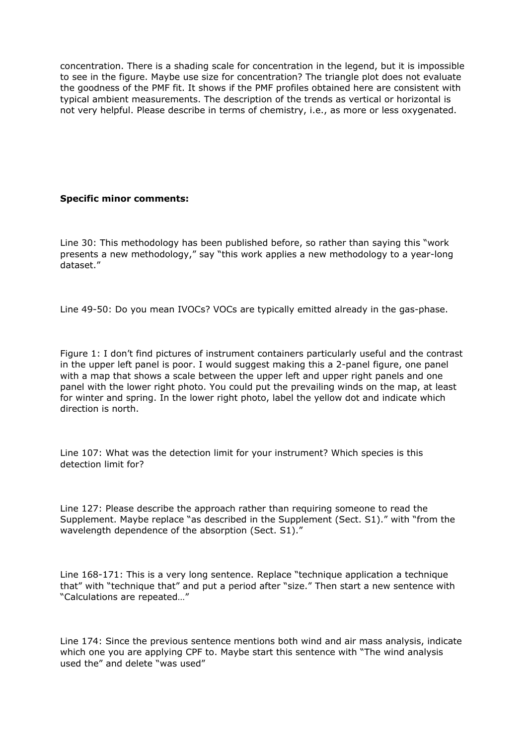concentration. There is a shading scale for concentration in the legend, but it is impossible to see in the figure. Maybe use size for concentration? The triangle plot does not evaluate the goodness of the PMF fit. It shows if the PMF profiles obtained here are consistent with typical ambient measurements. The description of the trends as vertical or horizontal is not very helpful. Please describe in terms of chemistry, i.e., as more or less oxygenated.

**Specific minor comments:**

Line 30: This methodology has been published before, so rather than saying this "work presents a new methodology," say "this work applies a new methodology to a year-long dataset."

Line 49-50: Do you mean IVOCs? VOCs are typically emitted already in the gas-phase.

Figure 1: I don't find pictures of instrument containers particularly useful and the contrast in the upper left panel is poor. I would suggest making this a 2-panel figure, one panel with a map that shows a scale between the upper left and upper right panels and one panel with the lower right photo. You could put the prevailing winds on the map, at least for winter and spring. In the lower right photo, label the yellow dot and indicate which direction is north.

Line 107: What was the detection limit for your instrument? Which species is this detection limit for?

Line 127: Please describe the approach rather than requiring someone to read the Supplement. Maybe replace "as described in the Supplement (Sect. S1)." with "from the wavelength dependence of the absorption (Sect. S1)."

Line 168-171: This is a very long sentence. Replace "technique application a technique that" with "technique that" and put a period after "size." Then start a new sentence with "Calculations are repeated…"

Line 174: Since the previous sentence mentions both wind and air mass analysis, indicate which one you are applying CPF to. Maybe start this sentence with "The wind analysis used the" and delete "was used"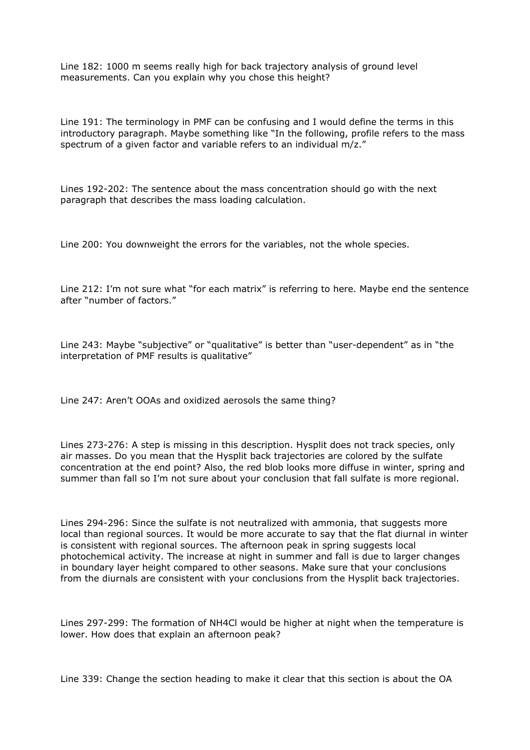Line 182: 1000 m seems really high for back trajectory analysis of ground level measurements. Can you explain why you chose this height?

Line 191: The terminology in PMF can be confusing and I would define the terms in this introductory paragraph. Maybe something like "In the following, profile refers to the mass spectrum of a given factor and variable refers to an individual m/z."

Lines 192-202: The sentence about the mass concentration should go with the next paragraph that describes the mass loading calculation.

Line 200: You downweight the errors for the variables, not the whole species.

Line 212: I'm not sure what "for each matrix" is referring to here. Maybe end the sentence after "number of factors."

Line 243: Maybe "subjective" or "qualitative" is better than "user-dependent" as in "the interpretation of PMF results is qualitative"

Line 247: Aren't OOAs and oxidized aerosols the same thing?

Lines 273-276: A step is missing in this description. Hysplit does not track species, only air masses. Do you mean that the Hysplit back trajectories are colored by the sulfate concentration at the end point? Also, the red blob looks more diffuse in winter, spring and summer than fall so I'm not sure about your conclusion that fall sulfate is more regional.

Lines 294-296: Since the sulfate is not neutralized with ammonia, that suggests more local than regional sources. It would be more accurate to say that the flat diurnal in winter is consistent with regional sources. The afternoon peak in spring suggests local photochemical activity. The increase at night in summer and fall is due to larger changes in boundary layer height compared to other seasons. Make sure that your conclusions from the diurnals are consistent with your conclusions from the Hysplit back trajectories.

Lines 297-299: The formation of $NH_4Cl$ would be higher at night when the temperature is lower. How does that explain an afternoon peak?

Line 339: Change the section heading to make it clear that this section is about the OA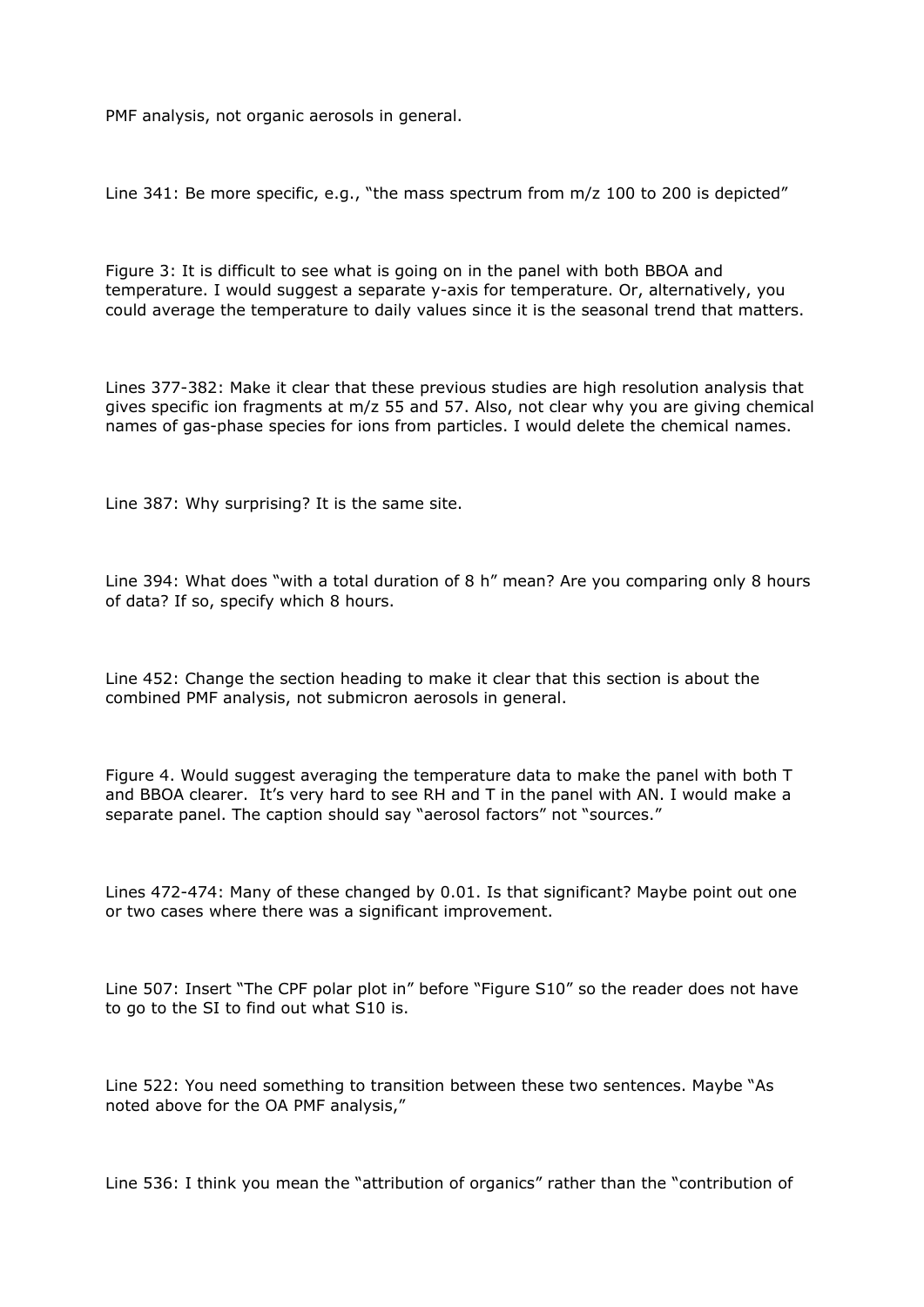PMF analysis, not organic aerosols in general.

Line 341: Be more specific, e.g., “the mass spectrum from m/z 100 to 200 is depicted”

Figure 3: It is difficult to see what is going on in the panel with both BBOA and temperature. I would suggest a separate y-axis for temperature. Or, alternatively, you could average the temperature to daily values since it is the seasonal trend that matters.

Lines 377-382: Make it clear that these previous studies are high resolution analysis that gives specific ion fragments at m/z 55 and 57. Also, not clear why you are giving chemical names of gas-phase species for ions from particles. I would delete the chemical names.

Line 387: Why surprising? It is the same site.

Line 394: What does “with a total duration of 8 h” mean? Are you comparing only 8 hours of data? If so, specify which 8 hours.

Line 452: Change the section heading to make it clear that this section is about the combined PMF analysis, not submicron aerosols in general.

Figure 4. Would suggest averaging the temperature data to make the panel with both T and BBOA clearer. It’s very hard to see RH and T in the panel with AN. I would make a separate panel. The caption should say “aerosol factors” not “sources.”

Lines 472-474: Many of these changed by 0.01. Is that significant? Maybe point out one or two cases where there was a significant improvement.

Line 507: Insert “The CPF polar plot in” before “Figure S10” so the reader does not have to go to the SI to find out what S10 is.

Line 522: You need something to transition between these two sentences. Maybe “As noted above for the OA PMF analysis,”

Line 536: I think you mean the “attribution of organics” rather than the “contribution of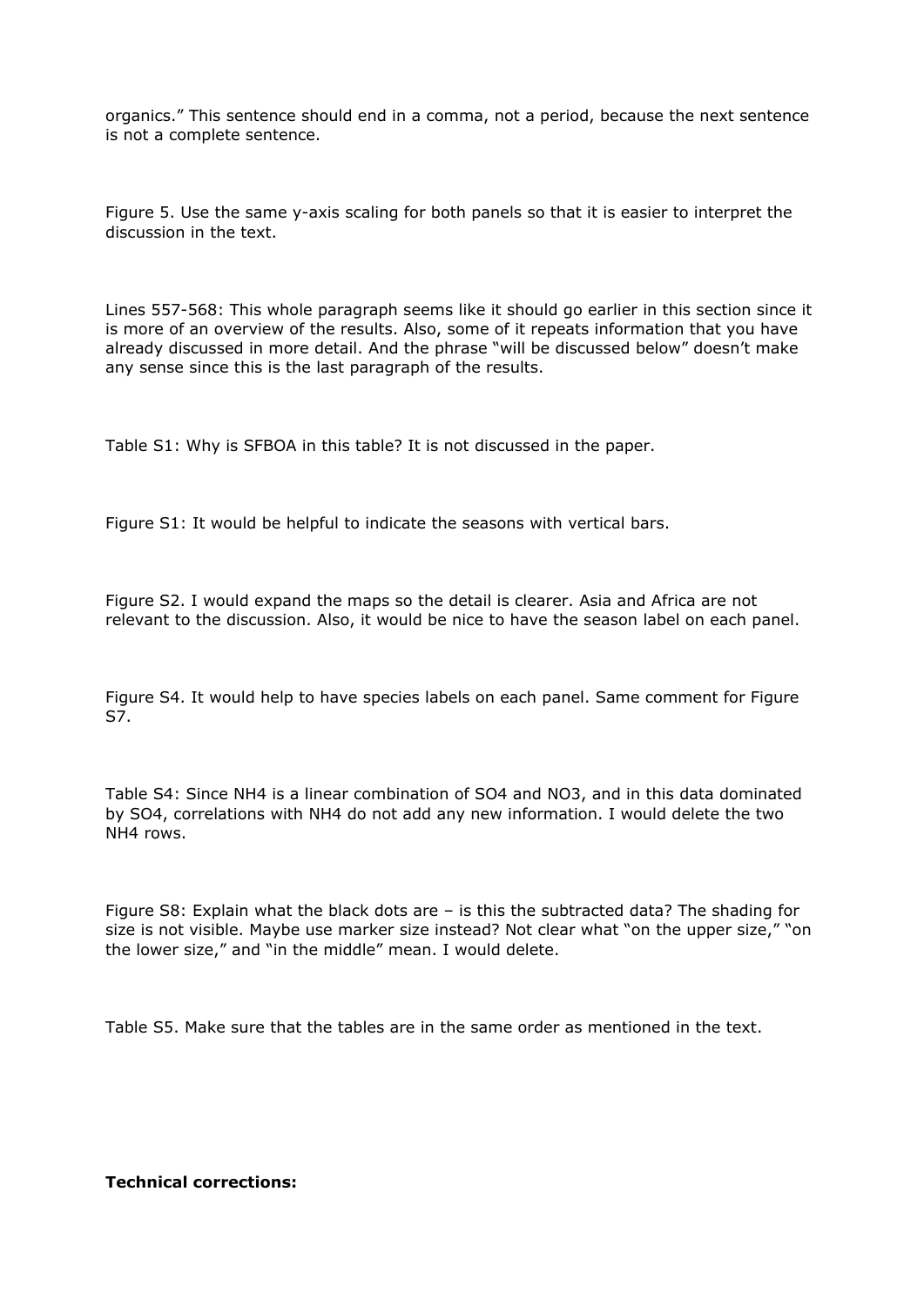organics." This sentence should end in a comma, not a period, because the next sentence is not a complete sentence.

Figure 5. Use the same y-axis scaling for both panels so that it is easier to interpret the discussion in the text.

Lines 557-568: This whole paragraph seems like it should go earlier in this section since it is more of an overview of the results. Also, some of it repeats information that you have already discussed in more detail. And the phrase "will be discussed below" doesn't make any sense since this is the last paragraph of the results.

Table S1: Why is SFBOA in this table? It is not discussed in the paper.

Figure S1: It would be helpful to indicate the seasons with vertical bars.

Figure S2. I would expand the maps so the detail is clearer. Asia and Africa are not relevant to the discussion. Also, it would be nice to have the season label on each panel.

Figure S4. It would help to have species labels on each panel. Same comment for Figure S7.

Table S4: Since $NH_4$ is a linear combination of $SO_4$ and $NO_3$, and in this data dominated by $SO_4$, correlations with $NH_4$ do not add any new information. I would delete the two $NH_4$ rows.

Figure S8: Explain what the black dots are – is this the subtracted data? The shading for size is not visible. Maybe use marker size instead? Not clear what "on the upper size," "on the lower size," and "in the middle" mean. I would delete.

Table S5. Make sure that the tables are in the same order as mentioned in the text.

**Technical corrections:**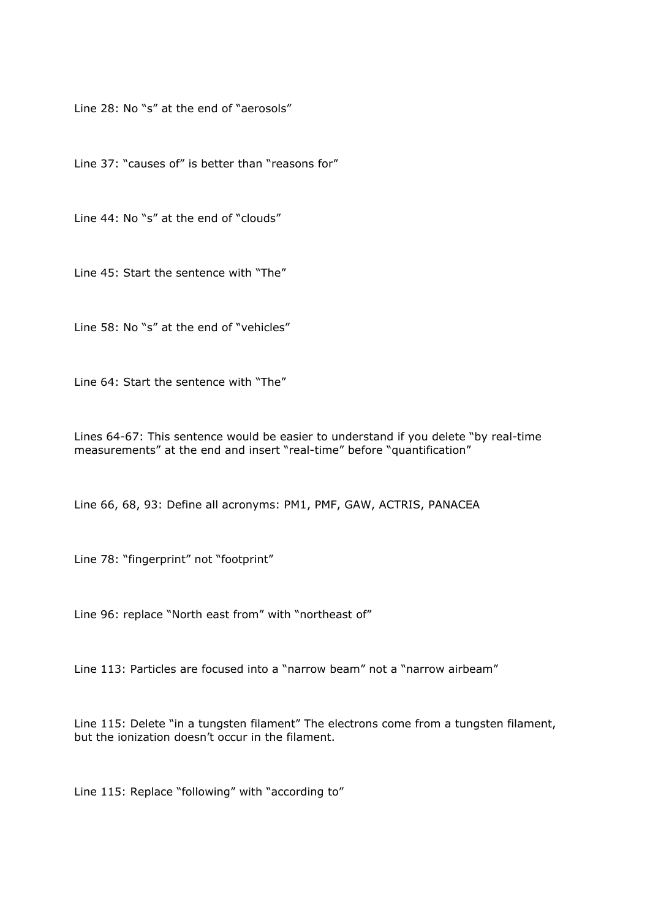Line 28: No “s” at the end of “aerosols”

Line 37: “causes of” is better than “reasons for”

Line 44: No “s” at the end of “clouds”

Line 45: Start the sentence with “The”

Line 58: No “s” at the end of “vehicles”

Line 64: Start the sentence with “The”

Lines 64-67: This sentence would be easier to understand if you delete “by real-time measurements” at the end and insert “real-time” before “quantification”

Line 66, 68, 93: Define all acronyms: PM1, PMF, GAW, ACTRIS, PANACEA

Line 78: “fingerprint” not “footprint”

Line 96: replace “North east from” with “northeast of”

Line 113: Particles are focused into a “narrow beam” not a “narrow airbeam”

Line 115: Delete “in a tungsten filament” The electrons come from a tungsten filament, but the ionization doesn’t occur in the filament.

Line 115: Replace “following” with “according to”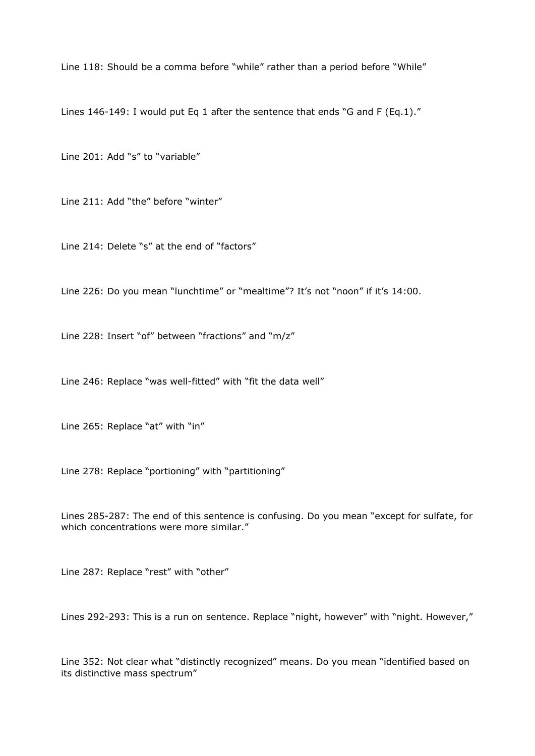Line 118: Should be a comma before “while” rather than a period before “While”

Lines 146-149: I would put Eq 1 after the sentence that ends “G and F (Eq.1).”

Line 201: Add “s” to “variable”

Line 211: Add “the” before “winter”

Line 214: Delete “s” at the end of “factors”

Line 226: Do you mean “lunchtime” or “mealtime”? It’s not “noon” if it’s 14:00.

Line 228: Insert “of” between “fractions” and “m/z”

Line 246: Replace “was well-fitted” with “fit the data well”

Line 265: Replace “at” with “in”

Line 278: Replace “portioning” with “partitioning”

Lines 285-287: The end of this sentence is confusing. Do you mean “except for sulfate, for which concentrations were more similar.”

Line 287: Replace “rest” with “other”

Lines 292-293: This is a run on sentence. Replace “night, however” with “night. However,”

Line 352: Not clear what “distinctly recognized” means. Do you mean “identified based on its distinctive mass spectrum”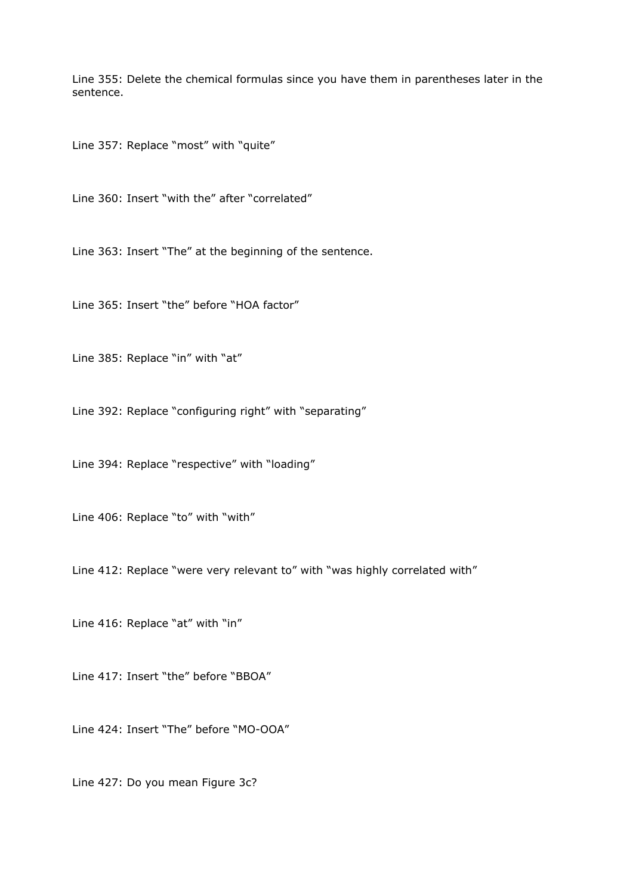Line 355: Delete the chemical formulas since you have them in parentheses later in the sentence.

Line 357: Replace “most” with “quite”

Line 360: Insert “with the” after “correlated”

Line 363: Insert “The” at the beginning of the sentence.

Line 365: Insert “the” before “HOA factor”

Line 385: Replace “in” with “at”

Line 392: Replace “configuring right” with “separating”

Line 394: Replace “respective” with “loading”

Line 406: Replace “to” with “with”

Line 412: Replace “were very relevant to” with “was highly correlated with”

Line 416: Replace “at” with “in”

Line 417: Insert “the” before “BBOA”

Line 424: Insert “The” before “MO-OOA”

Line 427: Do you mean Figure 3c?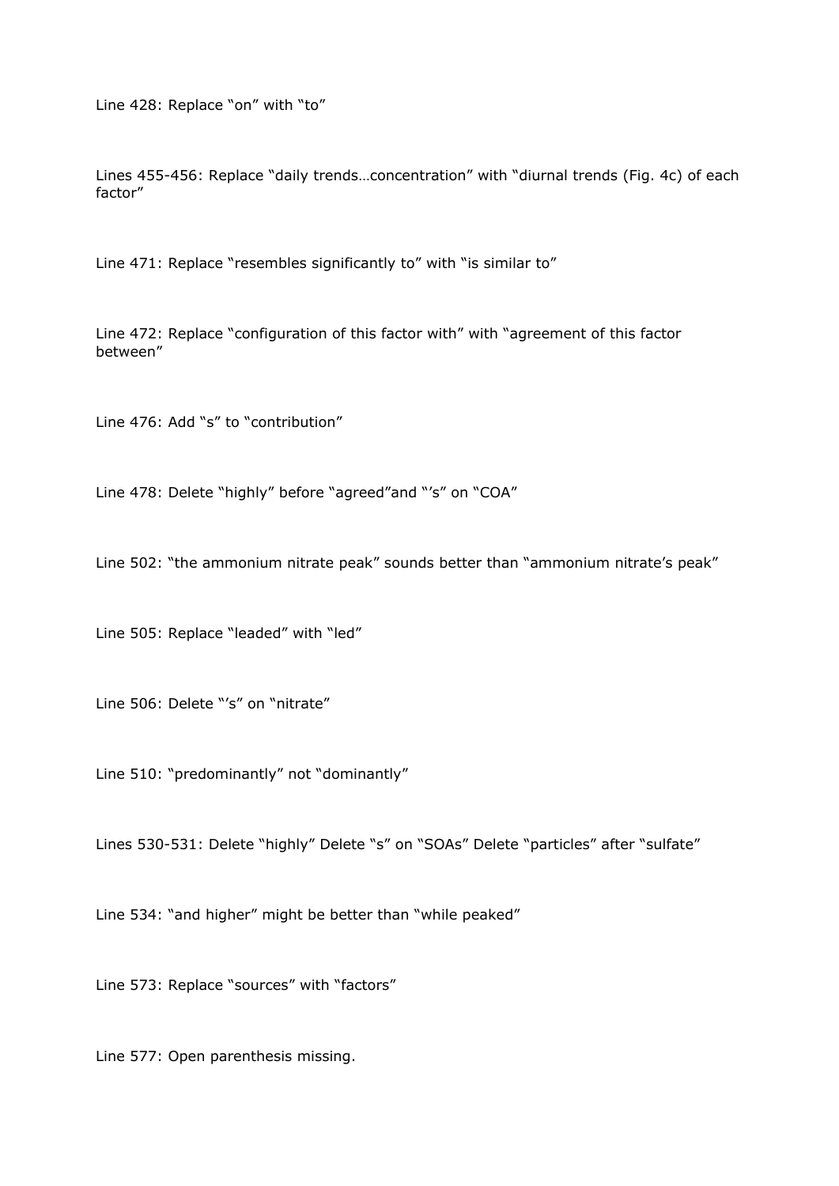Line 428: Replace “on” with “to”

Lines 455-456: Replace “daily trends…concentration” with “diurnal trends (Fig. 4c) of each factor”

Line 471: Replace “resembles significantly to” with “is similar to”

Line 472: Replace “configuration of this factor with” with “agreement of this factor between”

Line 476: Add “s” to “contribution”

Line 478: Delete “highly” before “agreed”and “’s” on “COA”

Line 502: “the ammonium nitrate peak” sounds better than “ammonium nitrate’s peak”

Line 505: Replace “leaded” with “led”

Line 506: Delete “’s” on “nitrate”

Line 510: “predominantly” not “dominantly”

Lines 530-531: Delete “highly” Delete “s” on “SOAs” Delete “particles” after “sulfate”

Line 534: “and higher” might be better than “while peaked”

Line 573: Replace “sources” with “factors”

Line 577: Open parenthesis missing.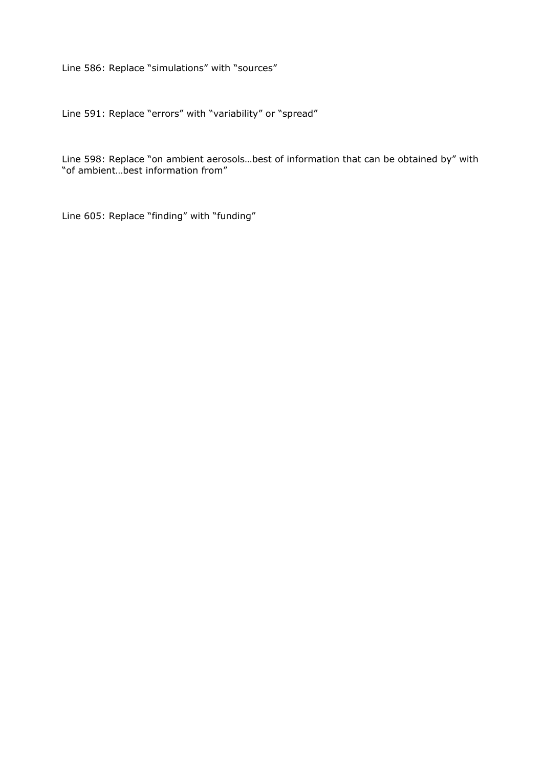Line 586: Replace “simulations” with “sources”

Line 591: Replace “errors” with “variability” or “spread”

Line 598: Replace “on ambient aerosols…best of information that can be obtained by” with “of ambient…best information from”

Line 605: Replace “finding” with “funding”